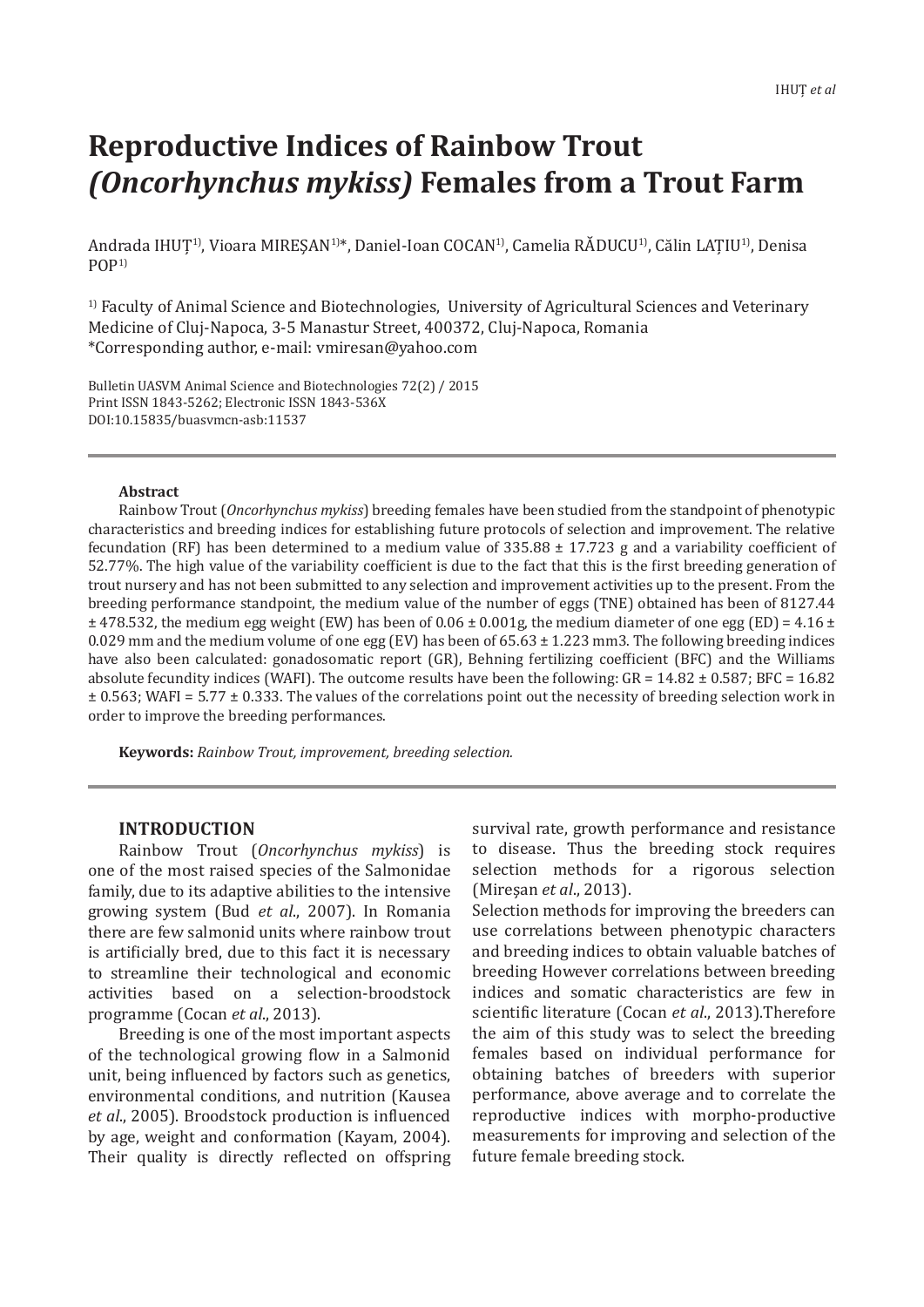# Reproductive Indices of Rainbow Trout *(Oncorhynchus mykiss)* Females from a Trout Farm

Andrada IHUȚ[1)], Vioara MIREȘAN[1)]*, Daniel-Ioan COCAN[1)], Camelia RĂDUCU[1)], Călin LAȚIU[1)], Denisa POP[1)]

[1)] Faculty of Animal Science and Biotechnologies, University of Agricultural Sciences and Veterinary Medicine of Cluj-Napoca, 3-5 Manastur Street, 400372, Cluj-Napoca, Romania
*Corresponding author, e-mail: vmiresan@yahoo.com

Bulletin UASVM Animal Science and Biotechnologies 72(2) / 2015
Print ISSN 1843-5262; Electronic ISSN 1843-536X
DOI:10.15835/buasvmcn-asb:11537

**Abstract**

Rainbow Trout (*Oncorhynchus mykiss*) breeding females have been studied from the standpoint of phenotypic characteristics and breeding indices for establishing future protocols of selection and improvement. The relative fecundation (RF) has been determined to a medium value of 335.88 ± 17.723 g and a variability coefficient of 52.77%. The high value of the variability coefficient is due to the fact that this is the first breeding generation of trout nursery and has not been submitted to any selection and improvement activities up to the present. From the breeding performance standpoint, the medium value of the number of eggs (TNE) obtained has been of 8127.44 ± 478.532, the medium egg weight (EW) has been of 0.06 ± 0.001g, the medium diameter of one egg (ED) = 4.16 ± 0.029 mm and the medium volume of one egg (EV) has been of 65.63 ± 1.223 mm3. The following breeding indices have also been calculated: gonadosomatic report (GR), Behning fertilizing coefficient (BFC) and the Williams absolute fecundity indices (WAFI). The outcome results have been the following: GR = 14.82 ± 0.587; BFC = 16.82 ± 0.563; WAFI = 5.77 ± 0.333. The values of the correlations point out the necessity of breeding selection work in order to improve the breeding performances.

**Keywords:** *Rainbow Trout, improvement, breeding selection.*

## INTRODUCTION

Rainbow Trout (*Oncorhynchus mykiss*) is one of the most raised species of the Salmonidae family, due to its adaptive abilities to the intensive growing system (Bud *et al*., 2007). In Romania there are few salmonid units where rainbow trout is artificially bred, due to this fact it is necessary to streamline their technological and economic activities based on a selection-broodstock programme (Cocan *et al*., 2013).

Breeding is one of the most important aspects of the technological growing flow in a Salmonid unit, being influenced by factors such as genetics, environmental conditions, and nutrition (Kausea *et al*., 2005). Broodstock production is influenced by age, weight and conformation (Kayam, 2004). Their quality is directly reflected on offspring survival rate, growth performance and resistance to disease. Thus the breeding stock requires selection methods for a rigorous selection (Mireșan *et al*., 2013).

Selection methods for improving the breeders can use correlations between phenotypic characters and breeding indices to obtain valuable batches of breeding However correlations between breeding indices and somatic characteristics are few in scientific literature (Cocan *et al*., 2013).Therefore the aim of this study was to select the breeding females based on individual performance for obtaining batches of breeders with superior performance, above average and to correlate the reproductive indices with morpho-productive measurements for improving and selection of the future female breeding stock.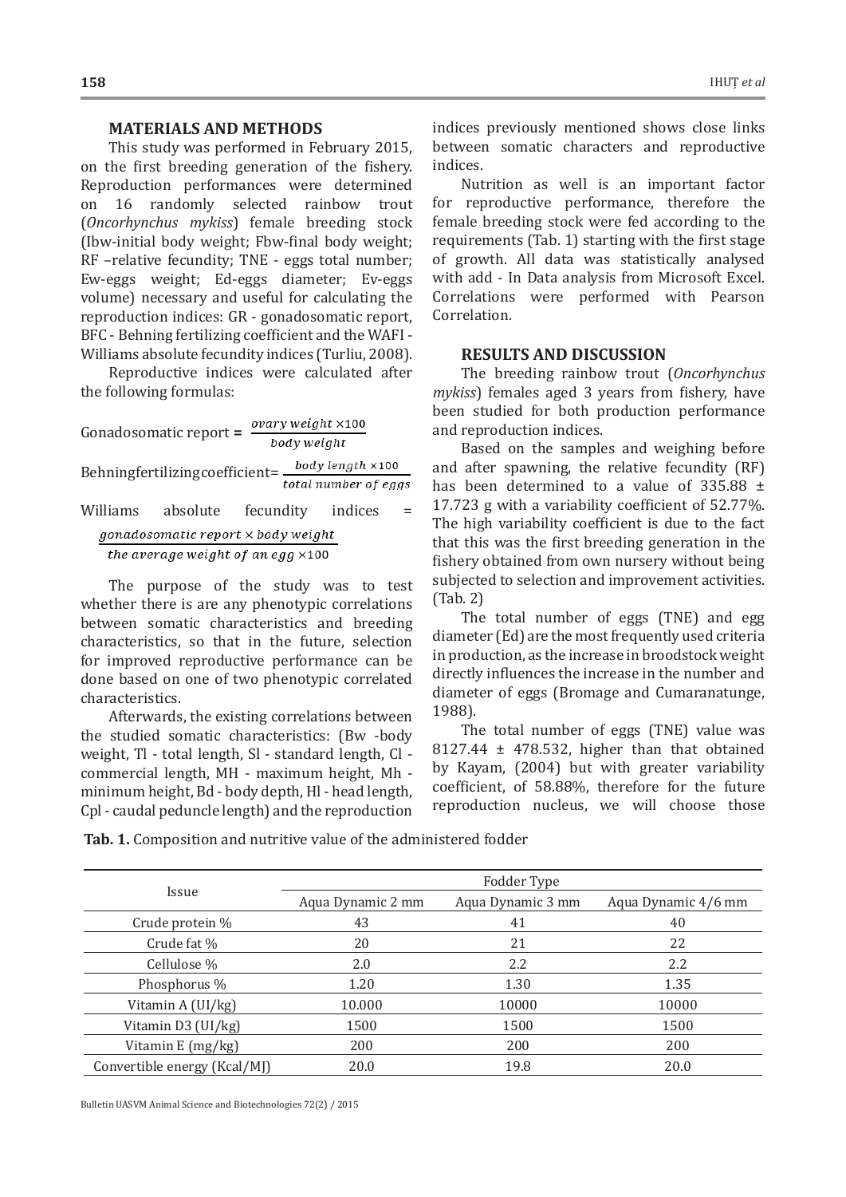## MATERIALS AND METHODS

This study was performed in February 2015, on the first breeding generation of the fishery. Reproduction performances were determined on 16 randomly selected rainbow trout (*Oncorhynchus mykiss*) female breeding stock (Ibw-initial body weight; Fbw-final body weight; RF –relative fecundity; TNE - eggs total number; Ew-eggs weight; Ed-eggs diameter; Ev-eggs volume) necessary and useful for calculating the reproduction indices: GR - gonadosomatic report, BFC - Behning fertilizing coefficient and the WAFI - Williams absolute fecundity indices (Turliu, 2008).

Reproductive indices were calculated after the following formulas:

$$\text{Gonadosomatic report} = \frac{\text{ovary weight} \times 100}{\text{body weight}}$$

$$\text{Behning fertilizing coefficient} = \frac{\text{body length} \times 100}{\text{total number of eggs}}$$

$$\text{Williams absolute fecundity indices} = \frac{\text{gonadosomatic report} \times \text{body weight}}{\text{the average weight of an egg} \times 100}$$

The purpose of the study was to test whether there is are any phenotypic correlations between somatic characteristics and breeding characteristics, so that in the future, selection for improved reproductive performance can be done based on one of two phenotypic correlated characteristics.

Afterwards, the existing correlations between the studied somatic characteristics: (Bw -body weight, Tl - total length, Sl - standard length, Cl - commercial length, MH - maximum height, Mh - minimum height, Bd - body depth, Hl - head length, Cpl - caudal peduncle length) and the reproduction indices previously mentioned shows close links between somatic characters and reproductive indices.

Nutrition as well is an important factor for reproductive performance, therefore the female breeding stock were fed according to the requirements (Tab. 1) starting with the first stage of growth. All data was statistically analysed with add - In Data analysis from Microsoft Excel. Correlations were performed with Pearson Correlation.

## RESULTS AND DISCUSSION

The breeding rainbow trout (*Oncorhynchus mykiss*) females aged 3 years from fishery, have been studied for both production performance and reproduction indices.

Based on the samples and weighing before and after spawning, the relative fecundity (RF) has been determined to a value of 335.88 ± 17.723 g with a variability coefficient of 52.77%. The high variability coefficient is due to the fact that this was the first breeding generation in the fishery obtained from own nursery without being subjected to selection and improvement activities. (Tab. 2)

The total number of eggs (TNE) and egg diameter (Ed) are the most frequently used criteria in production, as the increase in broodstock weight directly influences the increase in the number and diameter of eggs (Bromage and Cumaranatunge, 1988).

The total number of eggs (TNE) value was 8127.44 ± 478.532, higher than that obtained by Kayam, (2004) but with greater variability coefficient, of 58.88%, therefore for the future reproduction nucleus, we will choose those

**Tab. 1.** Composition and nutritive value of the administered fodder

| Issue | Fodder Type | | |
|---|---|---|---|
| | Aqua Dynamic 2 mm | Aqua Dynamic 3 mm | Aqua Dynamic 4/6 mm |
| Crude protein % | 43 | 41 | 40 |
| Crude fat % | 20 | 21 | 22 |
| Cellulose % | 2.0 | 2.2 | 2.2 |
| Phosphorus % | 1.20 | 1.30 | 1.35 |
| Vitamin A (UI/kg) | 10.000 | 10000 | 10000 |
| Vitamin D3 (UI/kg) | 1500 | 1500 | 1500 |
| Vitamin E (mg/kg) | 200 | 200 | 200 |
| Convertible energy (Kcal/MJ) | 20.0 | 19.8 | 20.0 |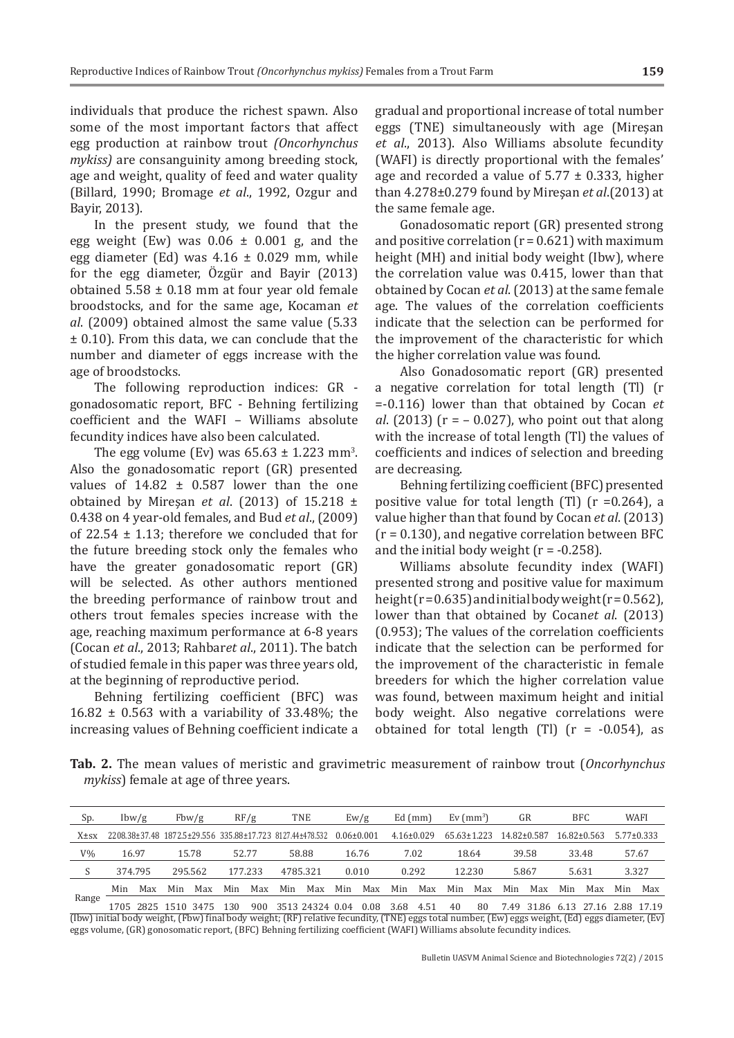individuals that produce the richest spawn. Also some of the most important factors that affect egg production at rainbow trout *(Oncorhynchus mykiss)* are consanguinity among breeding stock, age and weight, quality of feed and water quality (Billard, 1990; Bromage *et al*., 1992, Ozgur and Bayir, 2013).

In the present study, we found that the egg weight (Ew) was 0.06 ± 0.001 g, and the egg diameter (Ed) was 4.16 ± 0.029 mm, while for the egg diameter, Özgür and Bayir (2013) obtained 5.58 ± 0.18 mm at four year old female broodstocks, and for the same age, Kocaman *et al*. (2009) obtained almost the same value (5.33 ± 0.10). From this data, we can conclude that the number and diameter of eggs increase with the age of broodstocks.

The following reproduction indices: GR - gonadosomatic report, BFC - Behning fertilizing coefficient and the WAFI – Williams absolute fecundity indices have also been calculated.

The egg volume (Ev) was 65.63 ± 1.223 mm$^3$. Also the gonadosomatic report (GR) presented values of 14.82 ± 0.587 lower than the one obtained by Mireşan *et al*. (2013) of 15.218 ± 0.438 on 4 year-old females, and Bud *et al*., (2009) of 22.54 ± 1.13; therefore we concluded that for the future breeding stock only the females who have the greater gonadosomatic report (GR) will be selected. As other authors mentioned the breeding performance of rainbow trout and others trout females species increase with the age, reaching maximum performance at 6-8 years (Cocan *et al*., 2013; Rahbar*et al*., 2011). The batch of studied female in this paper was three years old, at the beginning of reproductive period.

Behning fertilizing coefficient (BFC) was 16.82 ± 0.563 with a variability of 33.48%; the increasing values of Behning coefficient indicate a gradual and proportional increase of total number eggs (TNE) simultaneously with age (Mireşan *et al*., 2013). Also Williams absolute fecundity (WAFI) is directly proportional with the females' age and recorded a value of 5.77 ± 0.333, higher than 4.278±0.279 found by Mireşan *et al*.(2013) at the same female age.

Gonadosomatic report (GR) presented strong and positive correlation (r = 0.621) with maximum height (MH) and initial body weight (Ibw), where the correlation value was 0.415, lower than that obtained by Cocan *et al*. (2013) at the same female age. The values of the correlation coefficients indicate that the selection can be performed for the improvement of the characteristic for which the higher correlation value was found.

Also Gonadosomatic report (GR) presented a negative correlation for total length (Tl) (r =-0.116) lower than that obtained by Cocan *et al*. (2013) (r = – 0.027), who point out that along with the increase of total length (Tl) the values of coefficients and indices of selection and breeding are decreasing.

Behning fertilizing coefficient (BFC) presented positive value for total length (Tl) (r =0.264), a value higher than that found by Cocan *et al*. (2013) (r = 0.130), and negative correlation between BFC and the initial body weight (r = -0.258).

Williams absolute fecundity index (WAFI) presented strong and positive value for maximum height (r = 0.635) and initial body weight (r = 0.562), lower than that obtained by Cocan*et al*. (2013) (0.953); The values of the correlation coefficients indicate that the selection can be performed for the improvement of the characteristic in female breeders for which the higher correlation value was found, between maximum height and initial body weight. Also negative correlations were obtained for total length (Tl) (r = -0.054), as

**Tab. 2.** The mean values of meristic and gravimetric measurement of rainbow trout (*Oncorhynchus mykiss*) female at age of three years.

| Sp. | Ibw/g | | Fbw/g | | RF/g | | TNE | | Ew/g | | Ed (mm) | | Ev (mm$^3$) | | GR | | BFC | | WAFI | |
|---|---|---|---|---|---|---|---|---|---|---|---|---|---|---|---|---|---|---|---|---|
| X±sx | 2208.38±37.48 | | 1872.5±29.556 | | 335.88±17.723 | | 8127.44±478.532 | | 0.06±0.001 | | 4.16±0.029 | | 65.63±1.223 | | 14.82±0.587 | | 16.82±0.563 | | 5.77±0.333 | |
| V% | 16.97 | | 15.78 | | 52.77 | | 58.88 | | 16.76 | | 7.02 | | 18.64 | | 39.58 | | 33.48 | | 57.67 | |
| S | 374.795 | | 295.562 | | 177.233 | | 4785.321 | | 0.010 | | 0.292 | | 12.230 | | 5.867 | | 5.631 | | 3.327 | |
| Range | Min | Max | Min | Max | Min | Max | Min | Max | Min | Max | Min | Max | Min | Max | Min | Max | Min | Max | Min | Max |
| | 1705 | 2825 | 1510 | 3475 | 130 | 900 | 3513 | 24324 | 0.04 | 0.08 | 3.68 | 4.51 | 40 | 80 | 7.49 | 31.86 | 6.13 | 27.16 | 2.88 | 17.19 |

(Ibw) initial body weight, (Fbw) final body weight; (RF) relative fecundity, (TNE) eggs total number, (Ew) eggs weight, (Ed) eggs diameter, (Ev) eggs volume, (GR) gonosomatic report, (BFC) Behning fertilizing coefficient (WAFI) Williams absolute fecundity indices.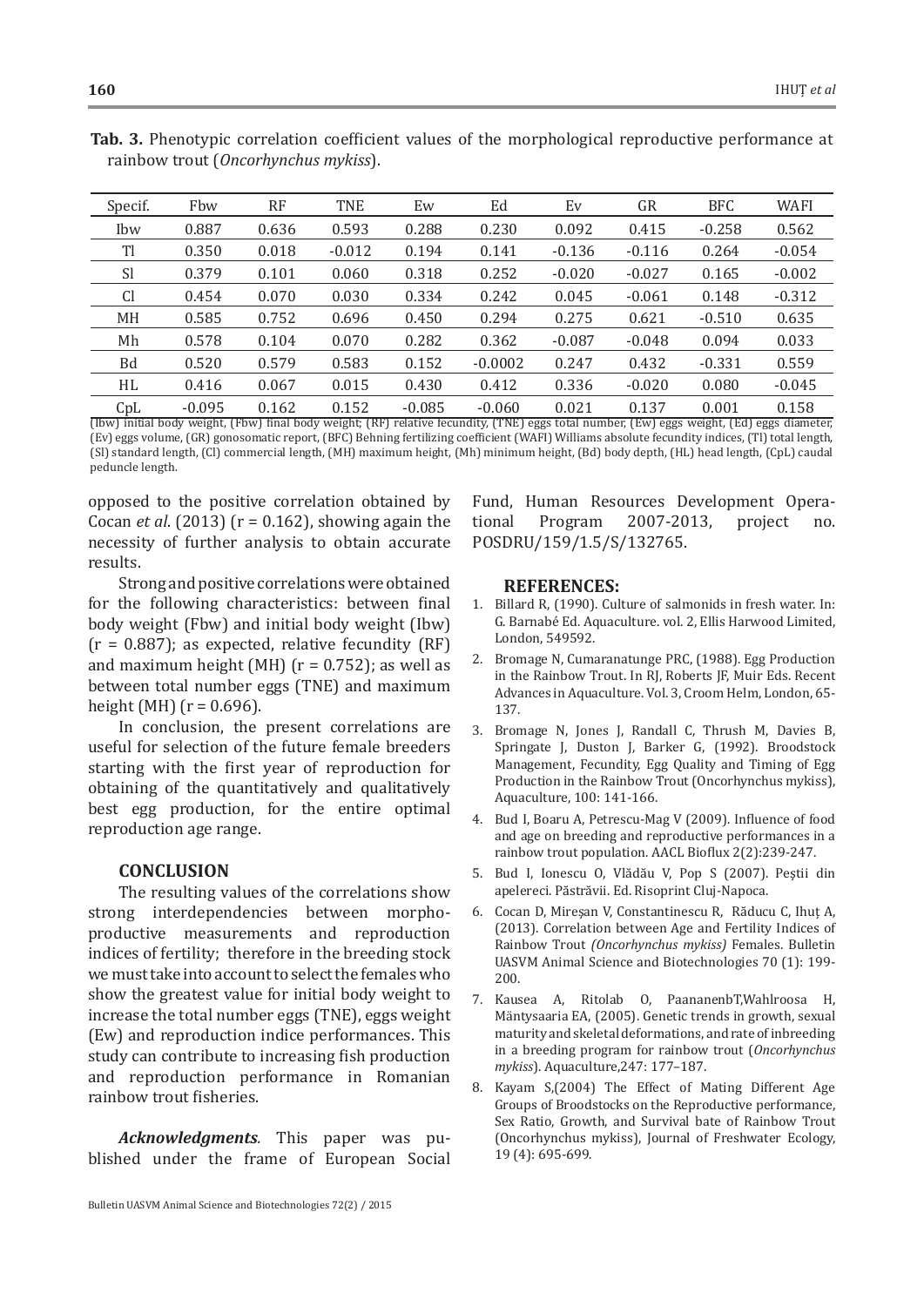**Tab. 3.** Phenotypic correlation coefficient values of the morphological reproductive performance at rainbow trout (*Oncorhynchus mykiss*).

| Specif. | Fbw | RF | TNE | Ew | Ed | Ev | GR | BFC | WAFI |
|---|---|---|---|---|---|---|---|---|---|
| Ibw | 0.887 | 0.636 | 0.593 | 0.288 | 0.230 | 0.092 | 0.415 | -0.258 | 0.562 |
| Tl | 0.350 | 0.018 | -0.012 | 0.194 | 0.141 | -0.136 | -0.116 | 0.264 | -0.054 |
| Sl | 0.379 | 0.101 | 0.060 | 0.318 | 0.252 | -0.020 | -0.027 | 0.165 | -0.002 |
| Cl | 0.454 | 0.070 | 0.030 | 0.334 | 0.242 | 0.045 | -0.061 | 0.148 | -0.312 |
| MH | 0.585 | 0.752 | 0.696 | 0.450 | 0.294 | 0.275 | 0.621 | -0.510 | 0.635 |
| Mh | 0.578 | 0.104 | 0.070 | 0.282 | 0.362 | -0.087 | -0.048 | 0.094 | 0.033 |
| Bd | 0.520 | 0.579 | 0.583 | 0.152 | -0.0002 | 0.247 | 0.432 | -0.331 | 0.559 |
| HL | 0.416 | 0.067 | 0.015 | 0.430 | 0.412 | 0.336 | -0.020 | 0.080 | -0.045 |
| CpL | -0.095 | 0.162 | 0.152 | -0.085 | -0.060 | 0.021 | 0.137 | 0.001 | 0.158 |

(Ibw) initial body weight, (Fbw) final body weight; (RF) relative fecundity, (TNE) eggs total number, (Ew) eggs weight, (Ed) eggs diameter, (Ev) eggs volume, (GR) gonosomatic report, (BFC) Behning fertilizing coefficient (WAFI) Williams absolute fecundity indices, (Tl) total length, (Sl) standard length, (Cl) commercial length, (MH) maximum height, (Mh) minimum height, (Bd) body depth, (HL) head length, (CpL) caudal peduncle length.

opposed to the positive correlation obtained by Cocan *et al*. (2013) (r = 0.162), showing again the necessity of further analysis to obtain accurate results.

Strong and positive correlations were obtained for the following characteristics: between final body weight (Fbw) and initial body weight (Ibw) (r = 0.887); as expected, relative fecundity (RF) and maximum height (MH) (r = 0.752); as well as between total number eggs (TNE) and maximum height (MH) (r = 0.696).

In conclusion, the present correlations are useful for selection of the future female breeders starting with the first year of reproduction for obtaining of the quantitatively and qualitatively best egg production, for the entire optimal reproduction age range.

## CONCLUSION

The resulting values of the correlations show strong interdependencies between morpho-productive measurements and reproduction indices of fertility; therefore in the breeding stock we must take into account to select the females who show the greatest value for initial body weight to increase the total number eggs (TNE), eggs weight (Ew) and reproduction indice performances. This study can contribute to increasing fish production and reproduction performance in Romanian rainbow trout fisheries.

***Acknowledgments***. This paper was published under the frame of European Social Fund, Human Resources Development Operational Program 2007-2013, project no. POSDRU/159/1.5/S/132765.

## REFERENCES:

1. Billard R, (1990). Culture of salmonids in fresh water. In: G. Barnabé Ed. Aquaculture. vol. 2, Ellis Harwood Limited, London, 549592.
2. Bromage N, Cumaranatunge PRC, (1988). Egg Production in the Rainbow Trout. In RJ, Roberts JF, Muir Eds. Recent Advances in Aquaculture. Vol. 3, Croom Helm, London, 65-137.
3. Bromage N, Jones J, Randall C, Thrush M, Davies B, Springate J, Duston J, Barker G, (1992). Broodstock Management, Fecundity, Egg Quality and Timing of Egg Production in the Rainbow Trout (Oncorhynchus mykiss), Aquaculture, 100: 141-166.
4. Bud I, Boaru A, Petrescu-Mag V (2009). Influence of food and age on breeding and reproductive performances in a rainbow trout population. AACL Bioflux 2(2):239-247.
5. Bud I, Ionescu O, Vlădău V, Pop S (2007). Peştii din apelereci. Păstrăvii. Ed. Risoprint Cluj-Napoca.
6. Cocan D, Mireşan V, Constantinescu R, Răducu C, Ihuţ A, (2013). Correlation between Age and Fertility Indices of Rainbow Trout *(Oncorhynchus mykiss)* Females. Bulletin UASVM Animal Science and Biotechnologies 70 (1): 199-200.
7. Kausea A, Ritolab O, PaananenbT,Wahlroosa H, Mäntysaaria EA, (2005). Genetic trends in growth, sexual maturity and skeletal deformations, and rate of inbreeding in a breeding program for rainbow trout (*Oncorhynchus mykiss*). Aquaculture,247: 177–187.
8. Kayam S,(2004) The Effect of Mating Different Age Groups of Broodstocks on the Reproductive performance, Sex Ratio, Growth, and Survival bate of Rainbow Trout (Oncorhynchus mykiss), Journal of Freshwater Ecology, 19 (4): 695-699.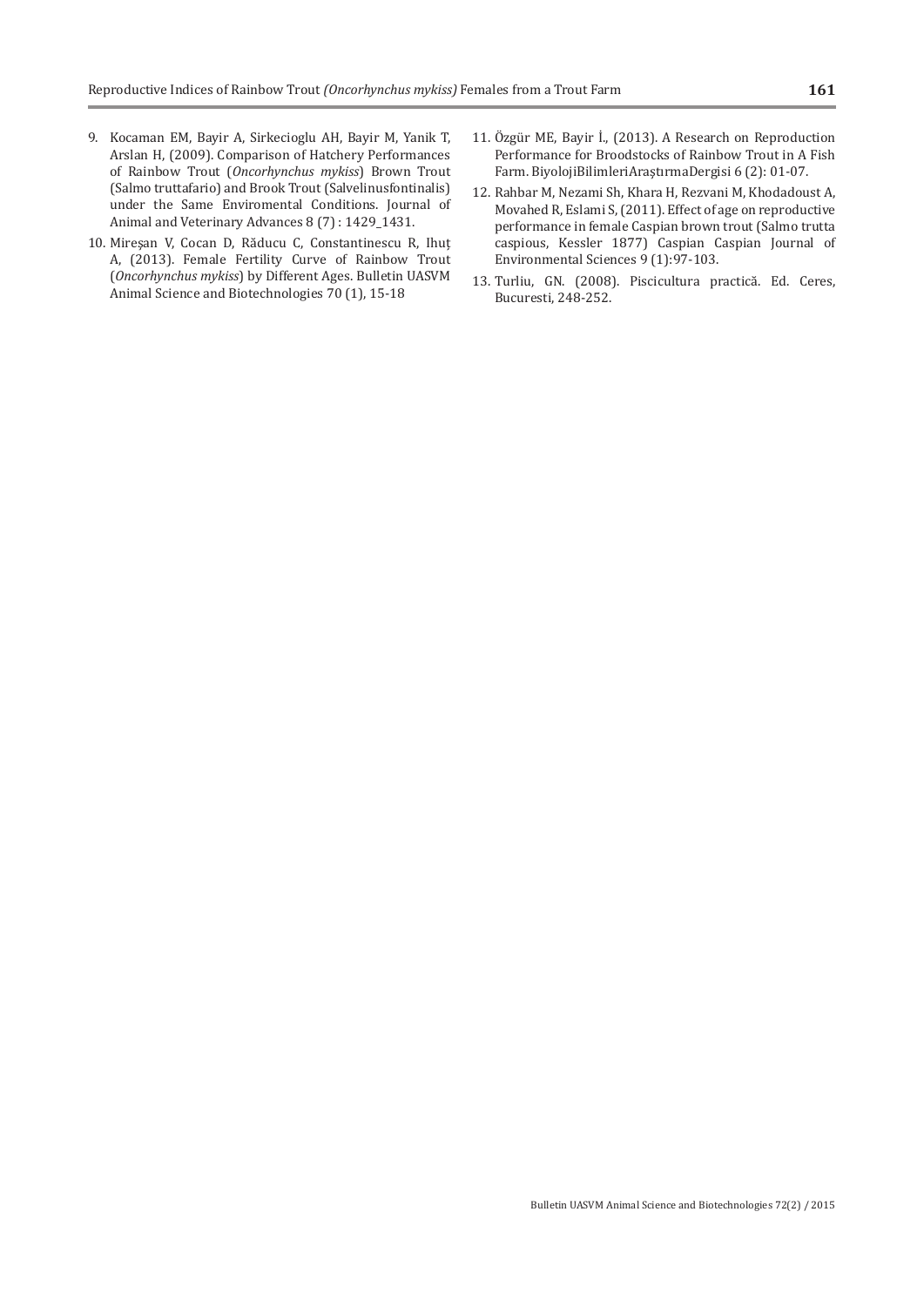9. Kocaman EM, Bayir A, Sirkecioglu AH, Bayir M, Yanik T, Arslan H, (2009). Comparison of Hatchery Performances of Rainbow Trout (*Oncorhynchus mykiss*) Brown Trout (Salmo truttafario) and Brook Trout (Salvelinusfontinalis) under the Same Enviromental Conditions. Journal of Animal and Veterinary Advances 8 (7) : 1429_1431.
10. Mireșan V, Cocan D, Răducu C, Constantinescu R, Ihuț A, (2013). Female Fertility Curve of Rainbow Trout (*Oncorhynchus mykiss*) by Different Ages. Bulletin UASVM Animal Science and Biotechnologies 70 (1), 15-18
11. Özgür ME, Bayir İ., (2013). A Research on Reproduction Performance for Broodstocks of Rainbow Trout in A Fish Farm. BiyolojiBilimleriAraştırmaDergisi 6 (2): 01-07.
12. Rahbar M, Nezami Sh, Khara H, Rezvani M, Khodadoust A, Movahed R, Eslami S, (2011). Effect of age on reproductive performance in female Caspian brown trout (Salmo trutta caspious, Kessler 1877) Caspian Caspian Journal of Environmental Sciences 9 (1):97-103.
13. Turliu, GN. (2008). Piscicultura practică. Ed. Ceres, Bucuresti, 248-252.